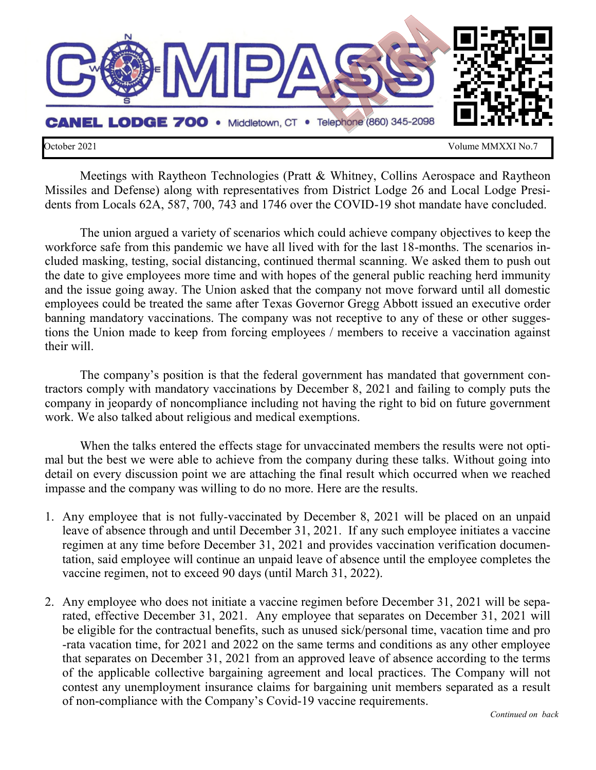# COMPASS EXTRA

**CANEL LODGE 700** • Middletown, CT • Telephone (860) 345-2098

October 2021 | Volume MMXXI No.7

Meetings with Raytheon Technologies (Pratt & Whitney, Collins Aerospace and Raytheon Missiles and Defense) along with representatives from District Lodge 26 and Local Lodge Presidents from Locals 62A, 587, 700, 743 and 1746 over the COVID-19 shot mandate have concluded.

The union argued a variety of scenarios which could achieve company objectives to keep the workforce safe from this pandemic we have all lived with for the last 18-months. The scenarios included masking, testing, social distancing, continued thermal scanning. We asked them to push out the date to give employees more time and with hopes of the general public reaching herd immunity and the issue going away. The Union asked that the company not move forward until all domestic employees could be treated the same after Texas Governor Gregg Abbott issued an executive order banning mandatory vaccinations. The company was not receptive to any of these or other suggestions the Union made to keep from forcing employees / members to receive a vaccination against their will.

The company's position is that the federal government has mandated that government contractors comply with mandatory vaccinations by December 8, 2021 and failing to comply puts the company in jeopardy of noncompliance including not having the right to bid on future government work. We also talked about religious and medical exemptions.

When the talks entered the effects stage for unvaccinated members the results were not optimal but the best we were able to achieve from the company during these talks. Without going into detail on every discussion point we are attaching the final result which occurred when we reached impasse and the company was willing to do no more. Here are the results.

1. Any employee that is not fully-vaccinated by December 8, 2021 will be placed on an unpaid leave of absence through and until December 31, 2021. If any such employee initiates a vaccine regimen at any time before December 31, 2021 and provides vaccination verification documentation, said employee will continue an unpaid leave of absence until the employee completes the vaccine regimen, not to exceed 90 days (until March 31, 2022).

2. Any employee who does not initiate a vaccine regimen before December 31, 2021 will be separated, effective December 31, 2021. Any employee that separates on December 31, 2021 will be eligible for the contractual benefits, such as unused sick/personal time, vacation time and pro-rata vacation time, for 2021 and 2022 on the same terms and conditions as any other employee that separates on December 31, 2021 from an approved leave of absence according to the terms of the applicable collective bargaining agreement and local practices. The Company will not contest any unemployment insurance claims for bargaining unit members separated as a result of non-compliance with the Company's Covid-19 vaccine requirements.

*Continued on back*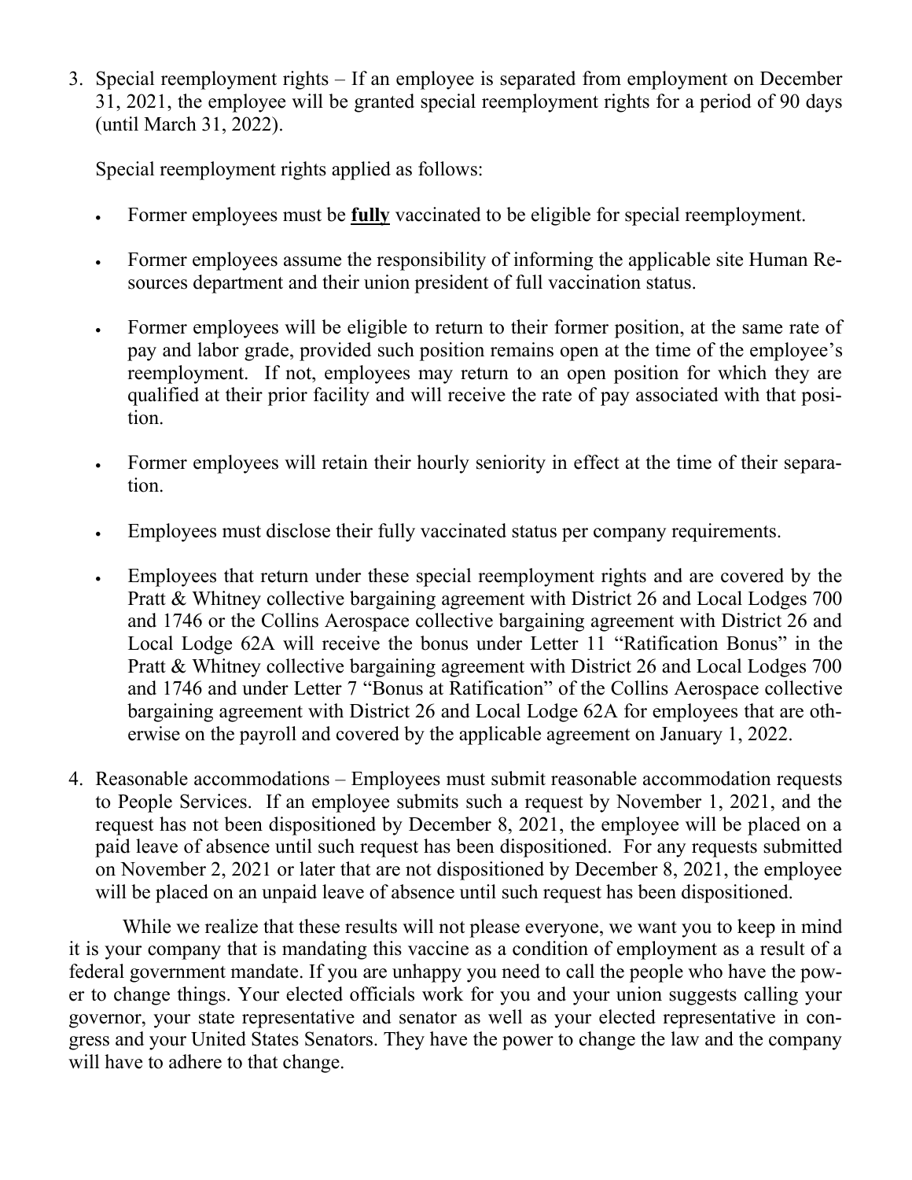3. Special reemployment rights – If an employee is separated from employment on December 31, 2021, the employee will be granted special reemployment rights for a period of 90 days (until March 31, 2022).

   Special reemployment rights applied as follows:

   - Former employees must be **<u>fully</u>** vaccinated to be eligible for special reemployment.
   - Former employees assume the responsibility of informing the applicable site Human Resources department and their union president of full vaccination status.
   - Former employees will be eligible to return to their former position, at the same rate of pay and labor grade, provided such position remains open at the time of the employee's reemployment. If not, employees may return to an open position for which they are qualified at their prior facility and will receive the rate of pay associated with that position.
   - Former employees will retain their hourly seniority in effect at the time of their separation.
   - Employees must disclose their fully vaccinated status per company requirements.
   - Employees that return under these special reemployment rights and are covered by the Pratt & Whitney collective bargaining agreement with District 26 and Local Lodges 700 and 1746 or the Collins Aerospace collective bargaining agreement with District 26 and Local Lodge 62A will receive the bonus under Letter 11 "Ratification Bonus" in the Pratt & Whitney collective bargaining agreement with District 26 and Local Lodges 700 and 1746 and under Letter 7 "Bonus at Ratification" of the Collins Aerospace collective bargaining agreement with District 26 and Local Lodge 62A for employees that are otherwise on the payroll and covered by the applicable agreement on January 1, 2022.

4. Reasonable accommodations – Employees must submit reasonable accommodation requests to People Services. If an employee submits such a request by November 1, 2021, and the request has not been dispositioned by December 8, 2021, the employee will be placed on a paid leave of absence until such request has been dispositioned. For any requests submitted on November 2, 2021 or later that are not dispositioned by December 8, 2021, the employee will be placed on an unpaid leave of absence until such request has been dispositioned.

While we realize that these results will not please everyone, we want you to keep in mind it is your company that is mandating this vaccine as a condition of employment as a result of a federal government mandate. If you are unhappy you need to call the people who have the power to change things. Your elected officials work for you and your union suggests calling your governor, your state representative and senator as well as your elected representative in congress and your United States Senators. They have the power to change the law and the company will have to adhere to that change.